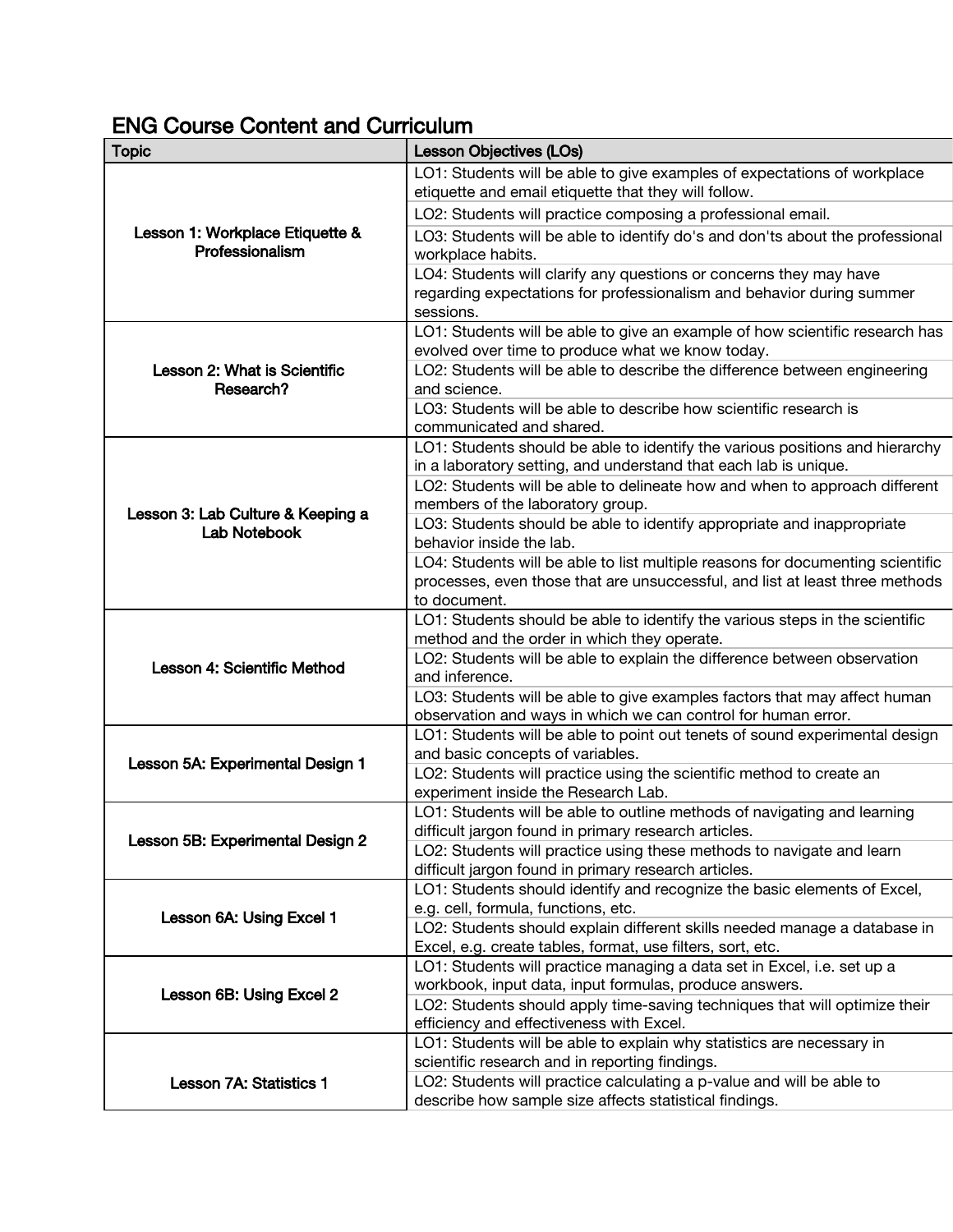## ENG Course Content and Curriculum

| Topic | Lesson Objectives (LOs) |
|---|---|
| **Lesson 1: Workplace Etiquette & Professionalism** | LO1: Students will be able to give examples of expectations of workplace etiquette and email etiquette that they will follow. |
| | LO2: Students will practice composing a professional email. |
| | LO3: Students will be able to identify do's and don'ts about the professional workplace habits. |
| | LO4: Students will clarify any questions or concerns they may have regarding expectations for professionalism and behavior during summer sessions. |
| **Lesson 2: What is Scientific Research?** | LO1: Students will be able to give an example of how scientific research has evolved over time to produce what we know today. |
| | LO2: Students will be able to describe the difference between engineering and science. |
| | LO3: Students will be able to describe how scientific research is communicated and shared. |
| **Lesson 3: Lab Culture & Keeping a Lab Notebook** | LO1: Students should be able to identify the various positions and hierarchy in a laboratory setting, and understand that each lab is unique. |
| | LO2: Students will be able to delineate how and when to approach different members of the laboratory group. |
| | LO3: Students should be able to identify appropriate and inappropriate behavior inside the lab. |
| | LO4: Students will be able to list multiple reasons for documenting scientific processes, even those that are unsuccessful, and list at least three methods to document. |
| **Lesson 4: Scientific Method** | LO1: Students should be able to identify the various steps in the scientific method and the order in which they operate. |
| | LO2: Students will be able to explain the difference between observation and inference. |
| | LO3: Students will be able to give examples factors that may affect human observation and ways in which we can control for human error. |
| **Lesson 5A: Experimental Design 1** | LO1: Students will be able to point out tenets of sound experimental design and basic concepts of variables. |
| | LO2: Students will practice using the scientific method to create an experiment inside the Research Lab. |
| **Lesson 5B: Experimental Design 2** | LO1: Students will be able to outline methods of navigating and learning difficult jargon found in primary research articles. |
| | LO2: Students will practice using these methods to navigate and learn difficult jargon found in primary research articles. |
| **Lesson 6A: Using Excel 1** | LO1: Students should identify and recognize the basic elements of Excel, e.g. cell, formula, functions, etc. |
| | LO2: Students should explain different skills needed manage a database in Excel, e.g. create tables, format, use filters, sort, etc. |
| **Lesson 6B: Using Excel 2** | LO1: Students will practice managing a data set in Excel, i.e. set up a workbook, input data, input formulas, produce answers. |
| | LO2: Students should apply time-saving techniques that will optimize their efficiency and effectiveness with Excel. |
| **Lesson 7A: Statistics 1** | LO1: Students will be able to explain why statistics are necessary in scientific research and in reporting findings. |
| | LO2: Students will practice calculating a p-value and will be able to describe how sample size affects statistical findings. |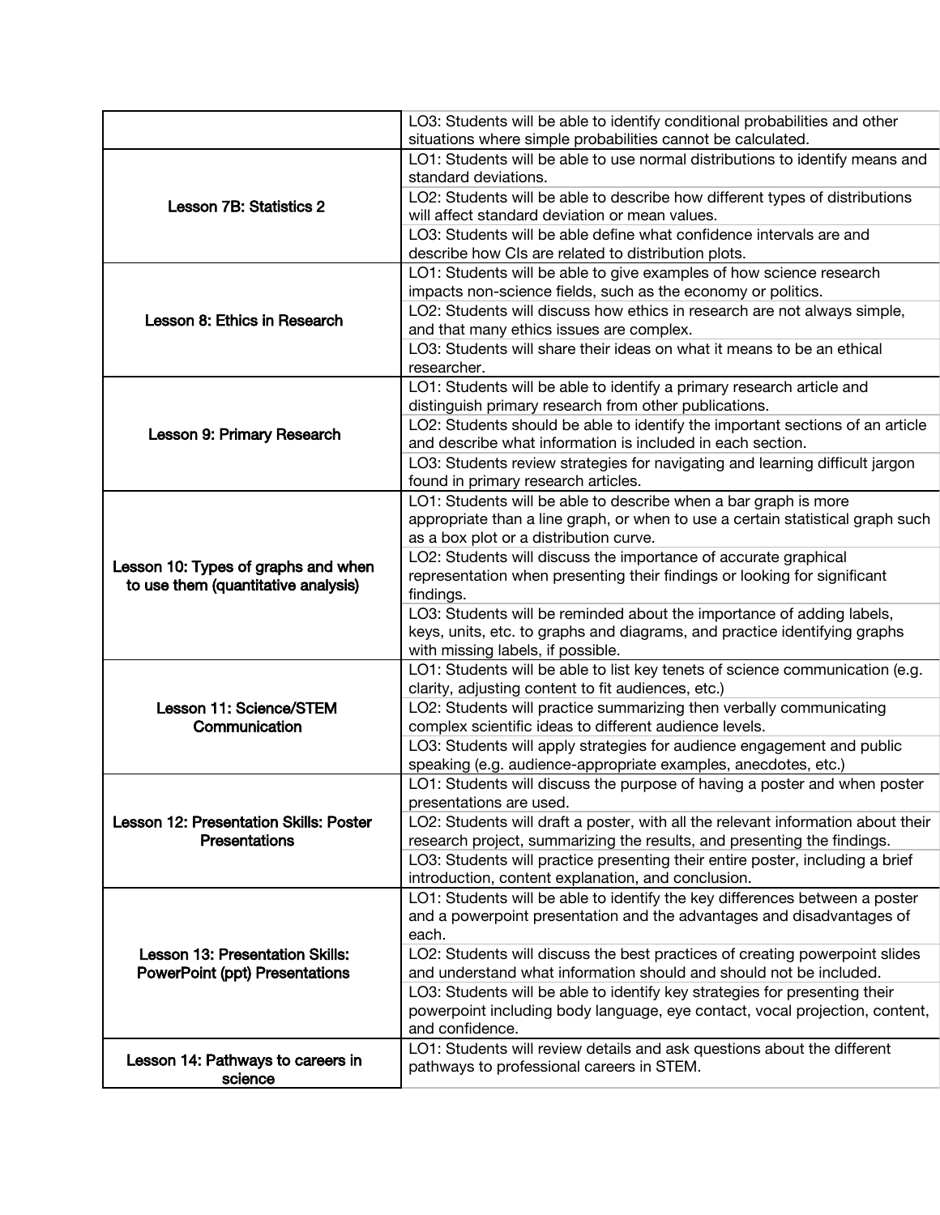| | |
|---|---|
| | LO3: Students will be able to identify conditional probabilities and other situations where simple probabilities cannot be calculated. |
| **Lesson 7B: Statistics 2** | LO1: Students will be able to use normal distributions to identify means and standard deviations. |
| | LO2: Students will be able to describe how different types of distributions will affect standard deviation or mean values. |
| | LO3: Students will be able define what confidence intervals are and describe how CIs are related to distribution plots. |
| **Lesson 8: Ethics in Research** | LO1: Students will be able to give examples of how science research impacts non-science fields, such as the economy or politics. |
| | LO2: Students will discuss how ethics in research are not always simple, and that many ethics issues are complex. |
| | LO3: Students will share their ideas on what it means to be an ethical researcher. |
| **Lesson 9: Primary Research** | LO1: Students will be able to identify a primary research article and distinguish primary research from other publications. |
| | LO2: Students should be able to identify the important sections of an article and describe what information is included in each section. |
| | LO3: Students review strategies for navigating and learning difficult jargon found in primary research articles. |
| **Lesson 10: Types of graphs and when to use them (quantitative analysis)** | LO1: Students will be able to describe when a bar graph is more appropriate than a line graph, or when to use a certain statistical graph such as a box plot or a distribution curve. |
| | LO2: Students will discuss the importance of accurate graphical representation when presenting their findings or looking for significant findings. |
| | LO3: Students will be reminded about the importance of adding labels, keys, units, etc. to graphs and diagrams, and practice identifying graphs with missing labels, if possible. |
| **Lesson 11: Science/STEM Communication** | LO1: Students will be able to list key tenets of science communication (e.g. clarity, adjusting content to fit audiences, etc.) |
| | LO2: Students will practice summarizing then verbally communicating complex scientific ideas to different audience levels. |
| | LO3: Students will apply strategies for audience engagement and public speaking (e.g. audience-appropriate examples, anecdotes, etc.) |
| **Lesson 12: Presentation Skills: Poster Presentations** | LO1: Students will discuss the purpose of having a poster and when poster presentations are used. |
| | LO2: Students will draft a poster, with all the relevant information about their research project, summarizing the results, and presenting the findings. |
| | LO3: Students will practice presenting their entire poster, including a brief introduction, content explanation, and conclusion. |
| **Lesson 13: Presentation Skills: PowerPoint (ppt) Presentations** | LO1: Students will be able to identify the key differences between a poster and a powerpoint presentation and the advantages and disadvantages of each. |
| | LO2: Students will discuss the best practices of creating powerpoint slides and understand what information should and should not be included. |
| | LO3: Students will be able to identify key strategies for presenting their powerpoint including body language, eye contact, vocal projection, content, and confidence. |
| **Lesson 14: Pathways to careers in science** | LO1: Students will review details and ask questions about the different pathways to professional careers in STEM. |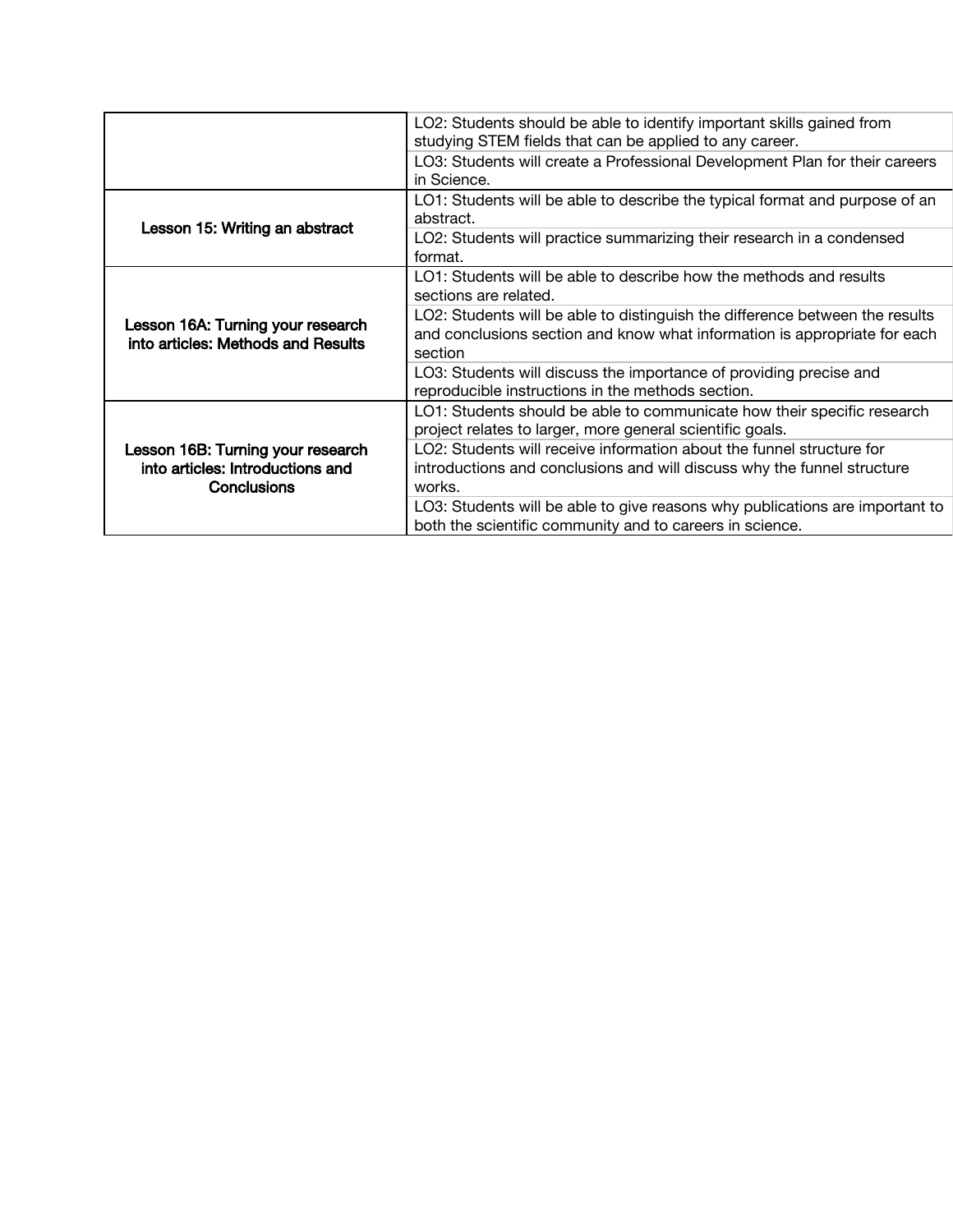| | |
|---|---|
| | LO2: Students should be able to identify important skills gained from studying STEM fields that can be applied to any career. |
| | LO3: Students will create a Professional Development Plan for their careers in Science. |
| **Lesson 15: Writing an abstract** | LO1: Students will be able to describe the typical format and purpose of an abstract. |
| | LO2: Students will practice summarizing their research in a condensed format. |
| **Lesson 16A: Turning your research into articles: Methods and Results** | LO1: Students will be able to describe how the methods and results sections are related. |
| | LO2: Students will be able to distinguish the difference between the results and conclusions section and know what information is appropriate for each section |
| | LO3: Students will discuss the importance of providing precise and reproducible instructions in the methods section. |
| **Lesson 16B: Turning your research into articles: Introductions and Conclusions** | LO1: Students should be able to communicate how their specific research project relates to larger, more general scientific goals. |
| | LO2: Students will receive information about the funnel structure for introductions and conclusions and will discuss why the funnel structure works. |
| | LO3: Students will be able to give reasons why publications are important to both the scientific community and to careers in science. |